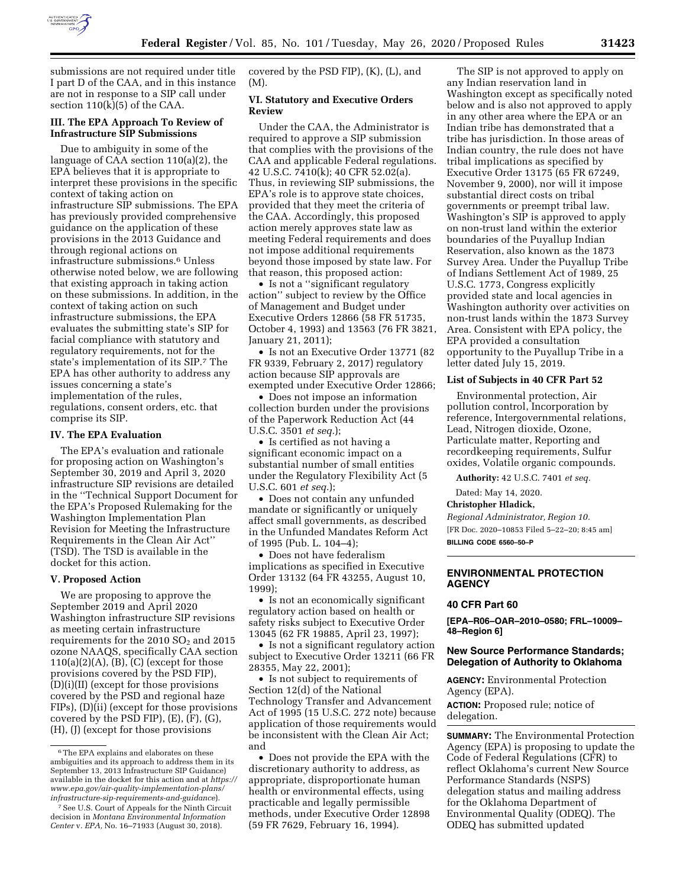submissions are not required under title I part D of the CAA, and in this instance are not in response to a SIP call under section 110(k)(5) of the CAA.

## III. The EPA Approach To Review of Infrastructure SIP Submissions

Due to ambiguity in some of the language of CAA section 110(a)(2), the EPA believes that it is appropriate to interpret these provisions in the specific context of taking action on infrastructure SIP submissions. The EPA has previously provided comprehensive guidance on the application of these provisions in the 2013 Guidance and through regional actions on infrastructure submissions.[6] Unless otherwise noted below, we are following that existing approach in taking action on these submissions. In addition, in the context of taking action on such infrastructure submissions, the EPA evaluates the submitting state's SIP for facial compliance with statutory and regulatory requirements, not for the state's implementation of its SIP.[7] The EPA has other authority to address any issues concerning a state's implementation of the rules, regulations, consent orders, etc. that comprise its SIP.

## IV. The EPA Evaluation

The EPA's evaluation and rationale for proposing action on Washington's September 30, 2019 and April 3, 2020 infrastructure SIP revisions are detailed in the ''Technical Support Document for the EPA's Proposed Rulemaking for the Washington Implementation Plan Revision for Meeting the Infrastructure Requirements in the Clean Air Act'' (TSD). The TSD is available in the docket for this action.

## V. Proposed Action

We are proposing to approve the September 2019 and April 2020 Washington infrastructure SIP revisions as meeting certain infrastructure requirements for the 2010 $SO_2$ and 2015 ozone NAAQS, specifically CAA section 110(a)(2)(A), (B), (C) (except for those provisions covered by the PSD FIP), (D)(i)(II) (except for those provisions covered by the PSD and regional haze FIPs), (D)(ii) (except for those provisions covered by the PSD FIP), (E), (F), (G), (H), (J) (except for those provisions covered by the PSD FIP), (K), (L), and (M).

## VI. Statutory and Executive Orders Review

Under the CAA, the Administrator is required to approve a SIP submission that complies with the provisions of the CAA and applicable Federal regulations. 42 U.S.C. 7410(k); 40 CFR 52.02(a). Thus, in reviewing SIP submissions, the EPA's role is to approve state choices, provided that they meet the criteria of the CAA. Accordingly, this proposed action merely approves state law as meeting Federal requirements and does not impose additional requirements beyond those imposed by state law. For that reason, this proposed action:

- Is not a ''significant regulatory action'' subject to review by the Office of Management and Budget under Executive Orders 12866 (58 FR 51735, October 4, 1993) and 13563 (76 FR 3821, January 21, 2011);
- Is not an Executive Order 13771 (82 FR 9339, February 2, 2017) regulatory action because SIP approvals are exempted under Executive Order 12866;
- Does not impose an information collection burden under the provisions of the Paperwork Reduction Act (44 U.S.C. 3501 *et seq.*);
- Is certified as not having a significant economic impact on a substantial number of small entities under the Regulatory Flexibility Act (5 U.S.C. 601 *et seq.*);
- Does not contain any unfunded mandate or significantly or uniquely affect small governments, as described in the Unfunded Mandates Reform Act of 1995 (Pub. L. 104–4);
- Does not have federalism implications as specified in Executive Order 13132 (64 FR 43255, August 10, 1999);
- Is not an economically significant regulatory action based on health or safety risks subject to Executive Order 13045 (62 FR 19885, April 23, 1997);
- Is not a significant regulatory action subject to Executive Order 13211 (66 FR 28355, May 22, 2001);
- Is not subject to requirements of Section 12(d) of the National Technology Transfer and Advancement Act of 1995 (15 U.S.C. 272 note) because application of those requirements would be inconsistent with the Clean Air Act; and
- Does not provide the EPA with the discretionary authority to address, as appropriate, disproportionate human health or environmental effects, using practicable and legally permissible methods, under Executive Order 12898 (59 FR 7629, February 16, 1994).

The SIP is not approved to apply on any Indian reservation land in Washington except as specifically noted below and is also not approved to apply in any other area where the EPA or an Indian tribe has demonstrated that a tribe has jurisdiction. In those areas of Indian country, the rule does not have tribal implications as specified by Executive Order 13175 (65 FR 67249, November 9, 2000), nor will it impose substantial direct costs on tribal governments or preempt tribal law. Washington's SIP is approved to apply on non-trust land within the exterior boundaries of the Puyallup Indian Reservation, also known as the 1873 Survey Area. Under the Puyallup Tribe of Indians Settlement Act of 1989, 25 U.S.C. 1773, Congress explicitly provided state and local agencies in Washington authority over activities on non-trust lands within the 1873 Survey Area. Consistent with EPA policy, the EPA provided a consultation opportunity to the Puyallup Tribe in a letter dated July 15, 2019.

### List of Subjects in 40 CFR Part 52

Environmental protection, Air pollution control, Incorporation by reference, Intergovernmental relations, Lead, Nitrogen dioxide, Ozone, Particulate matter, Reporting and recordkeeping requirements, Sulfur oxides, Volatile organic compounds.

**Authority:** 42 U.S.C. 7401 *et seq.*

Dated: May 14, 2020.

**Christopher Hladick,**

*Regional Administrator, Region 10.*

[FR Doc. 2020–10853 Filed 5–22–20; 8:45 am]

**BILLING CODE 6560–50–P**

---

## ENVIRONMENTAL PROTECTION AGENCY

### 40 CFR Part 60

**[EPA–R06–OAR–2010–0580; FRL–10009–48–Region 6]**

### New Source Performance Standards; Delegation of Authority to Oklahoma

**AGENCY:** Environmental Protection Agency (EPA).

**ACTION:** Proposed rule; notice of delegation.

**SUMMARY:** The Environmental Protection Agency (EPA) is proposing to update the Code of Federal Regulations (CFR) to reflect Oklahoma's current New Source Performance Standards (NSPS) delegation status and mailing address for the Oklahoma Department of Environmental Quality (ODEQ). The ODEQ has submitted updated

---

[6] The EPA explains and elaborates on these ambiguities and its approach to address them in its September 13, 2013 Infrastructure SIP Guidance) available in the docket for this action and at *https://www.epa.gov/air-quality-implementation-plans/infrastructure-sip-requirements-and-guidance*).

[7] See U.S. Court of Appeals for the Ninth Circuit decision in *Montana Environmental Information Center* v. *EPA,* No. 16–71933 (August 30, 2018).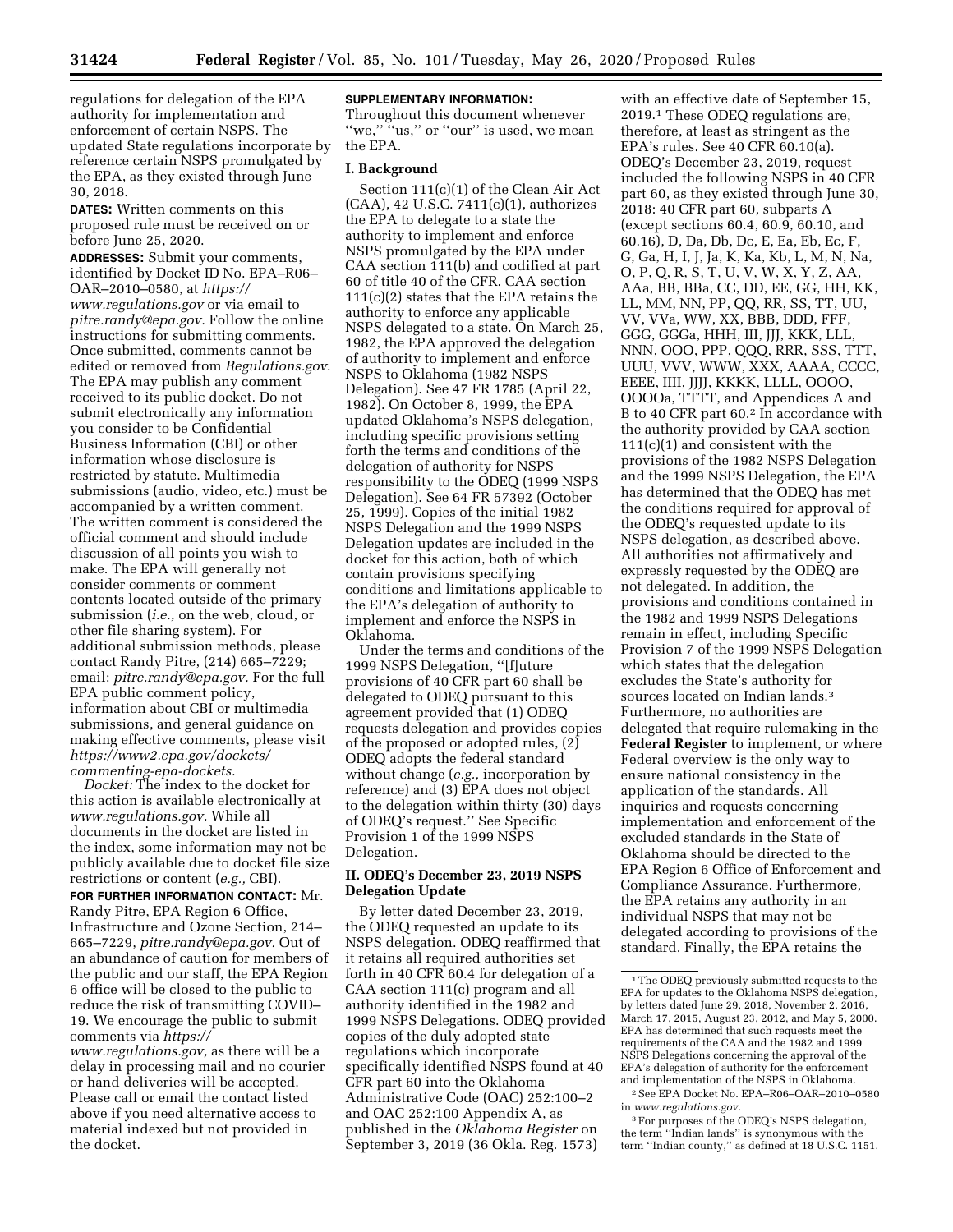regulations for delegation of the EPA authority for implementation and enforcement of certain NSPS. The updated State regulations incorporate by reference certain NSPS promulgated by the EPA, as they existed through June 30, 2018.

**DATES:** Written comments on this proposed rule must be received on or before June 25, 2020.

**ADDRESSES:** Submit your comments, identified by Docket ID No. EPA–R06–OAR–2010–0580, at *https://www.regulations.gov* or via email to *pitre.randy@epa.gov.* Follow the online instructions for submitting comments. Once submitted, comments cannot be edited or removed from *Regulations.gov.* The EPA may publish any comment received to its public docket. Do not submit electronically any information you consider to be Confidential Business Information (CBI) or other information whose disclosure is restricted by statute. Multimedia submissions (audio, video, etc.) must be accompanied by a written comment. The written comment is considered the official comment and should include discussion of all points you wish to make. The EPA will generally not consider comments or comment contents located outside of the primary submission (*i.e.,* on the web, cloud, or other file sharing system). For additional submission methods, please contact Randy Pitre, (214) 665–7229; email: *pitre.randy@epa.gov.* For the full EPA public comment policy, information about CBI or multimedia submissions, and general guidance on making effective comments, please visit *https://www2.epa.gov/dockets/commenting-epa-dockets.*

*Docket:* The index to the docket for this action is available electronically at *www.regulations.gov.* While all documents in the docket are listed in the index, some information may not be publicly available due to docket file size restrictions or content (*e.g.,* CBI).

**FOR FURTHER INFORMATION CONTACT:** Mr. Randy Pitre, EPA Region 6 Office, Infrastructure and Ozone Section, 214–665–7229, *pitre.randy@epa.gov.* Out of an abundance of caution for members of the public and our staff, the EPA Region 6 office will be closed to the public to reduce the risk of transmitting COVID–19. We encourage the public to submit comments via *https://www.regulations.gov,* as there will be a delay in processing mail and no courier or hand deliveries will be accepted. Please call or email the contact listed above if you need alternative access to material indexed but not provided in the docket.

**SUPPLEMENTARY INFORMATION:**

Throughout this document whenever "we," "us," or "our" is used, we mean the EPA.

## I. Background

Section 111(c)(1) of the Clean Air Act (CAA), 42 U.S.C. 7411(c)(1), authorizes the EPA to delegate to a state the authority to implement and enforce NSPS promulgated by the EPA under CAA section 111(b) and codified at part 60 of title 40 of the CFR. CAA section 111(c)(2) states that the EPA retains the authority to enforce any applicable NSPS delegated to a state. On March 25, 1982, the EPA approved the delegation of authority to implement and enforce NSPS to Oklahoma (1982 NSPS Delegation). See 47 FR 1785 (April 22, 1982). On October 8, 1999, the EPA updated Oklahoma's NSPS delegation, including specific provisions setting forth the terms and conditions of the delegation of authority for NSPS responsibility to the ODEQ (1999 NSPS Delegation). See 64 FR 57392 (October 25, 1999). Copies of the initial 1982 NSPS Delegation and the 1999 NSPS Delegation updates are included in the docket for this action, both of which contain provisions specifying conditions and limitations applicable to the EPA's delegation of authority to implement and enforce the NSPS in Oklahoma.

Under the terms and conditions of the 1999 NSPS Delegation, "[f]uture provisions of 40 CFR part 60 shall be delegated to ODEQ pursuant to this agreement provided that (1) ODEQ requests delegation and provides copies of the proposed or adopted rules, (2) ODEQ adopts the federal standard without change (*e.g.,* incorporation by reference) and (3) EPA does not object to the delegation within thirty (30) days of ODEQ's request." See Specific Provision 1 of the 1999 NSPS Delegation.

## II. ODEQ's December 23, 2019 NSPS Delegation Update

By letter dated December 23, 2019, the ODEQ requested an update to its NSPS delegation. ODEQ reaffirmed that it retains all required authorities set forth in 40 CFR 60.4 for delegation of a CAA section 111(c) program and all authority identified in the 1982 and 1999 NSPS Delegations. ODEQ provided copies of the duly adopted state regulations which incorporate specifically identified NSPS found at 40 CFR part 60 into the Oklahoma Administrative Code (OAC) 252:100–2 and OAC 252:100 Appendix A, as published in the *Oklahoma Register* on September 3, 2019 (36 Okla. Reg. 1573) with an effective date of September 15, 2019.[1] These ODEQ regulations are, therefore, at least as stringent as the EPA's rules. See 40 CFR 60.10(a). ODEQ's December 23, 2019, request included the following NSPS in 40 CFR part 60, as they existed through June 30, 2018: 40 CFR part 60, subparts A (except sections 60.4, 60.9, 60.10, and 60.16), D, Da, Db, Dc, E, Ea, Eb, Ec, F, G, Ga, H, I, J, Ja, K, Ka, Kb, L, M, N, Na, O, P, Q, R, S, T, U, V, W, X, Y, Z, AA, AAa, BB, BBa, CC, DD, EE, GG, HH, KK, LL, MM, NN, PP, QQ, RR, SS, TT, UU, VV, VVa, WW, XX, BBB, DDD, FFF, GGG, GGGa, HHH, III, JJJ, KKK, LLL, NNN, OOO, PPP, QQQ, RRR, SSS, TTT, UUU, VVV, WWW, XXX, AAAA, CCCC, EEEE, IIII, JJJJ, KKKK, LLLL, OOOO, OOOOa, TTTT, and Appendices A and B to 40 CFR part 60.[2] In accordance with the authority provided by CAA section 111(c)(1) and consistent with the provisions of the 1982 NSPS Delegation and the 1999 NSPS Delegation, the EPA has determined that the ODEQ has met the conditions required for approval of the ODEQ's requested update to its NSPS delegation, as described above. All authorities not affirmatively and expressly requested by the ODEQ are not delegated. In addition, the provisions and conditions contained in the 1982 and 1999 NSPS Delegations remain in effect, including Specific Provision 7 of the 1999 NSPS Delegation which states that the delegation excludes the State's authority for sources located on Indian lands.[3] Furthermore, no authorities are delegated that require rulemaking in the **Federal Register** to implement, or where Federal overview is the only way to ensure national consistency in the application of the standards. All inquiries and requests concerning implementation and enforcement of the excluded standards in the State of Oklahoma should be directed to the EPA Region 6 Office of Enforcement and Compliance Assurance. Furthermore, the EPA retains any authority in an individual NSPS that may not be delegated according to provisions of the standard. Finally, the EPA retains the

[1] The ODEQ previously submitted requests to the EPA for updates to the Oklahoma NSPS delegation, by letters dated June 29, 2018, November 2, 2016, March 17, 2015, August 23, 2012, and May 5, 2000. EPA has determined that such requests meet the requirements of the CAA and the 1982 and 1999 NSPS Delegations concerning the approval of the EPA's delegation of authority for the enforcement and implementation of the NSPS in Oklahoma.

[2] See EPA Docket No. EPA–R06–OAR–2010–0580 in *www.regulations.gov.*

[3] For purposes of the ODEQ's NSPS delegation, the term "Indian lands" is synonymous with the term "Indian county," as defined at 18 U.S.C. 1151.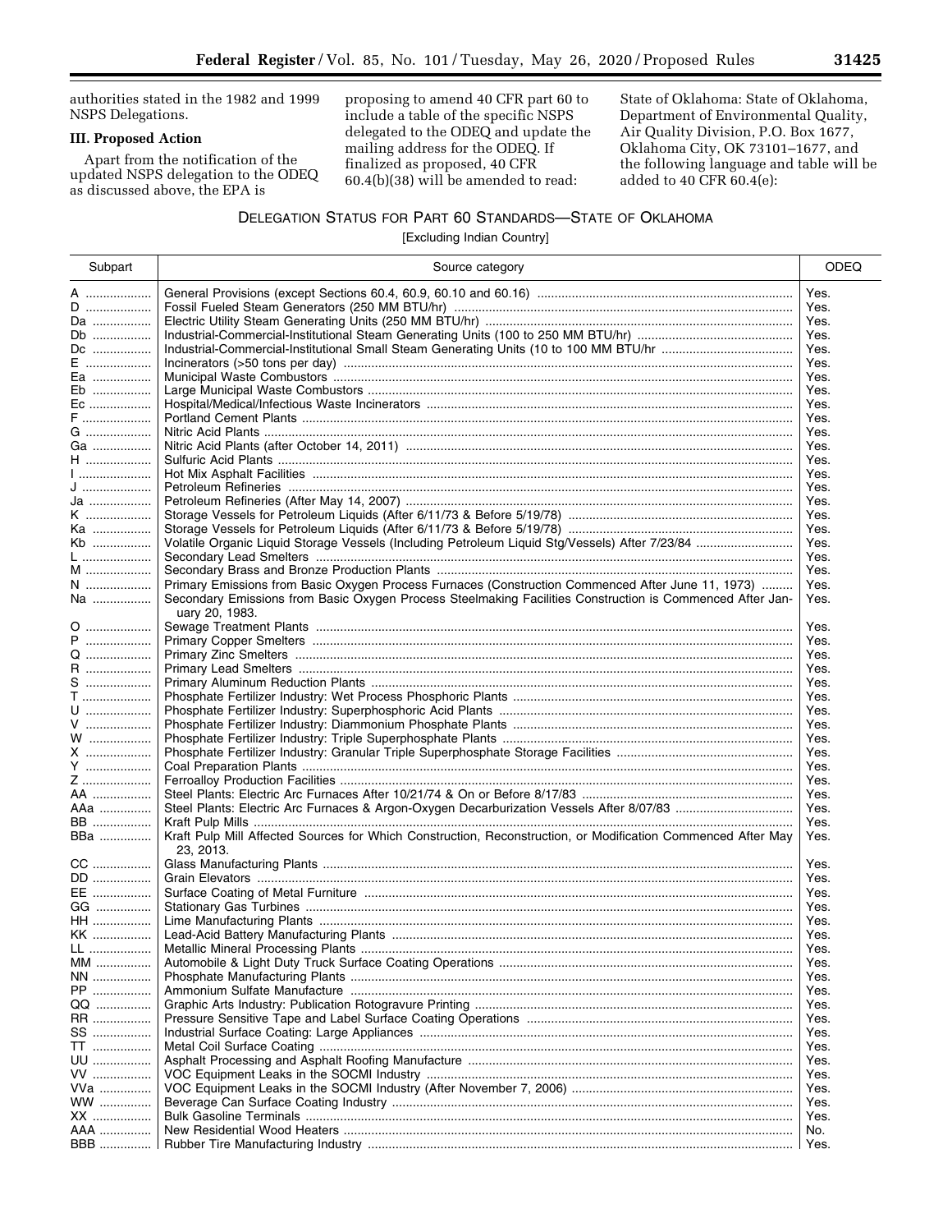authorities stated in the 1982 and 1999 NSPS Delegations.

### III. Proposed Action

Apart from the notification of the updated NSPS delegation to the ODEQ as discussed above, the EPA is proposing to amend 40 CFR part 60 to include a table of the specific NSPS delegated to the ODEQ and update the mailing address for the ODEQ. If finalized as proposed, 40 CFR 60.4(b)(38) will be amended to read:

State of Oklahoma: State of Oklahoma, Department of Environmental Quality, Air Quality Division, P.O. Box 1677, Oklahoma City, OK 73101–1677, and the following language and table will be added to 40 CFR 60.4(e):

DELEGATION STATUS FOR PART 60 STANDARDS—STATE OF OKLAHOMA

[Excluding Indian Country]

| Subpart | Source category | ODEQ |
|---|---|---|
| A | General Provisions (except Sections 60.4, 60.9, 60.10 and 60.16) | Yes. |
| D | Fossil Fueled Steam Generators (250 MM BTU/hr) | Yes. |
| Da | Electric Utility Steam Generating Units (250 MM BTU/hr) | Yes. |
| Db | Industrial-Commercial-Institutional Steam Generating Units (100 to 250 MM BTU/hr) | Yes. |
| Dc | Industrial-Commercial-Institutional Small Steam Generating Units (10 to 100 MM BTU/hr | Yes. |
| E | Incinerators (>50 tons per day) | Yes. |
| Ea | Municipal Waste Combustors | Yes. |
| Eb | Large Municipal Waste Combustors | Yes. |
| Ec | Hospital/Medical/Infectious Waste Incinerators | Yes. |
| F | Portland Cement Plants | Yes. |
| G | Nitric Acid Plants | Yes. |
| Ga | Nitric Acid Plants (after October 14, 2011) | Yes. |
| H | Sulfuric Acid Plants | Yes. |
| I | Hot Mix Asphalt Facilities | Yes. |
| J | Petroleum Refineries | Yes. |
| Ja | Petroleum Refineries (After May 14, 2007) | Yes. |
| K | Storage Vessels for Petroleum Liquids (After 6/11/73 & Before 5/19/78) | Yes. |
| Ka | Storage Vessels for Petroleum Liquids (After 6/11/73 & Before 5/19/78) | Yes. |
| Kb | Volatile Organic Liquid Storage Vessels (Including Petroleum Liquid Stg/Vessels) After 7/23/84 | Yes. |
| L | Secondary Lead Smelters | Yes. |
| M | Secondary Brass and Bronze Production Plants | Yes. |
| N | Primary Emissions from Basic Oxygen Process Furnaces (Construction Commenced After June 11, 1973) | Yes. |
| Na | Secondary Emissions from Basic Oxygen Process Steelmaking Facilities Construction is Commenced After January 20, 1983. | Yes. |
| O | Sewage Treatment Plants | Yes. |
| P | Primary Copper Smelters | Yes. |
| Q | Primary Zinc Smelters | Yes. |
| R | Primary Lead Smelters | Yes. |
| S | Primary Aluminum Reduction Plants | Yes. |
| T | Phosphate Fertilizer Industry: Wet Process Phosphoric Plants | Yes. |
| U | Phosphate Fertilizer Industry: Superphosphoric Acid Plants | Yes. |
| V | Phosphate Fertilizer Industry: Diammonium Phosphate Plants | Yes. |
| W | Phosphate Fertilizer Industry: Triple Superphosphate Plants | Yes. |
| X | Phosphate Fertilizer Industry: Granular Triple Superphosphate Storage Facilities | Yes. |
| Y | Coal Preparation Plants | Yes. |
| Z | Ferroalloy Production Facilities | Yes. |
| AA | Steel Plants: Electric Arc Furnaces After 10/21/74 & On or Before 8/17/83 | Yes. |
| AAa | Steel Plants: Electric Arc Furnaces & Argon-Oxygen Decarburization Vessels After 8/07/83 | Yes. |
| BB | Kraft Pulp Mills | Yes. |
| BBa | Kraft Pulp Mill Affected Sources for Which Construction, Reconstruction, or Modification Commenced After May 23, 2013. | Yes. |
| CC | Glass Manufacturing Plants | Yes. |
| DD | Grain Elevators | Yes. |
| EE | Surface Coating of Metal Furniture | Yes. |
| GG | Stationary Gas Turbines | Yes. |
| HH | Lime Manufacturing Plants | Yes. |
| KK | Lead-Acid Battery Manufacturing Plants | Yes. |
| LL | Metallic Mineral Processing Plants | Yes. |
| MM | Automobile & Light Duty Truck Surface Coating Operations | Yes. |
| NN | Phosphate Manufacturing Plants | Yes. |
| PP | Ammonium Sulfate Manufacture | Yes. |
| QQ | Graphic Arts Industry: Publication Rotogravure Printing | Yes. |
| RR | Pressure Sensitive Tape and Label Surface Coating Operations | Yes. |
| SS | Industrial Surface Coating: Large Appliances | Yes. |
| TT | Metal Coil Surface Coating | Yes. |
| UU | Asphalt Processing and Asphalt Roofing Manufacture | Yes. |
| VV | VOC Equipment Leaks in the SOCMI Industry | Yes. |
| VVa | VOC Equipment Leaks in the SOCMI Industry (After November 7, 2006) | Yes. |
| WW | Beverage Can Surface Coating Industry | Yes. |
| XX | Bulk Gasoline Terminals | Yes. |
| AAA | New Residential Wood Heaters | No. |
| BBB | Rubber Tire Manufacturing Industry | Yes. |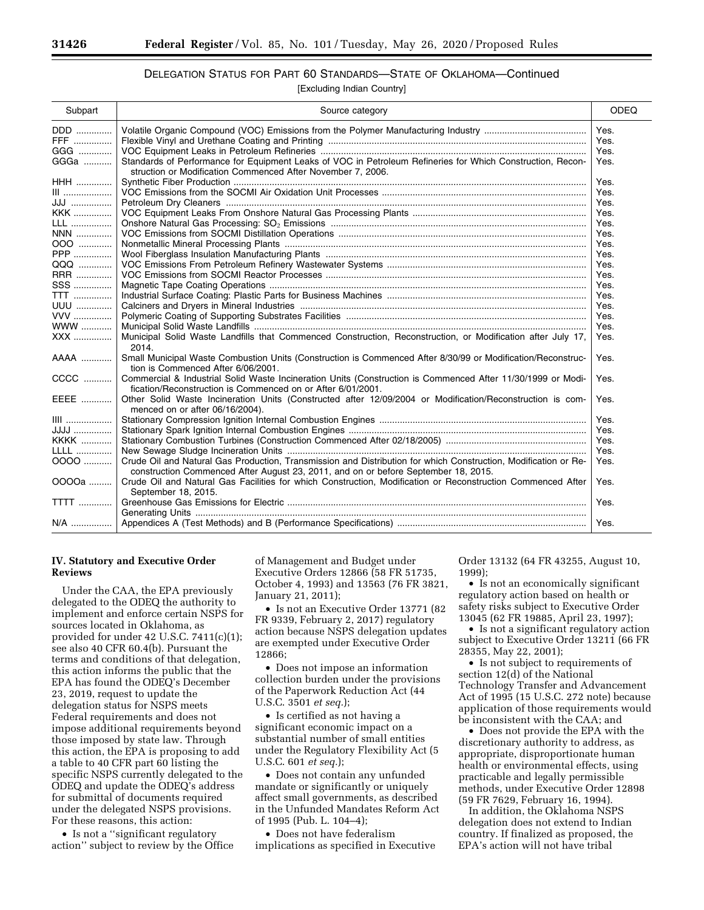DELEGATION STATUS FOR PART 60 STANDARDS—STATE OF OKLAHOMA—Continued

[Excluding Indian Country]

| Subpart | Source category | ODEQ |
| --- | --- | --- |
| DDD | Volatile Organic Compound (VOC) Emissions from the Polymer Manufacturing Industry | Yes. |
| FFF | Flexible Vinyl and Urethane Coating and Printing | Yes. |
| GGG | VOC Equipment Leaks in Petroleum Refineries | Yes. |
| GGGa | Standards of Performance for Equipment Leaks of VOC in Petroleum Refineries for Which Construction, Reconstruction or Modification Commenced After November 7, 2006. | Yes. |
| HHH | Synthetic Fiber Production | Yes. |
| III | VOC Emissions from the SOCMI Air Oxidation Unit Processes | Yes. |
| JJJ | Petroleum Dry Cleaners | Yes. |
| KKK | VOC Equipment Leaks From Onshore Natural Gas Processing Plants | Yes. |
| LLL | Onshore Natural Gas Processing: $SO_2$ Emissions | Yes. |
| NNN | VOC Emissions from SOCMI Distillation Operations | Yes. |
| OOO | Nonmetallic Mineral Processing Plants | Yes. |
| PPP | Wool Fiberglass Insulation Manufacturing Plants | Yes. |
| QQQ | VOC Emissions From Petroleum Refinery Wastewater Systems | Yes. |
| RRR | VOC Emissions from SOCMI Reactor Processes | Yes. |
| SSS | Magnetic Tape Coating Operations | Yes. |
| TTT | Industrial Surface Coating: Plastic Parts for Business Machines | Yes. |
| UUU | Calciners and Dryers in Mineral Industries | Yes. |
| VVV | Polymeric Coating of Supporting Substrates Facilities | Yes. |
| WWW | Municipal Solid Waste Landfills | Yes. |
| XXX | Municipal Solid Waste Landfills that Commenced Construction, Reconstruction, or Modification after July 17, 2014. | Yes. |
| AAAA | Small Municipal Waste Combustion Units (Construction is Commenced After 8/30/99 or Modification/Reconstruction is Commenced After 6/06/2001. | Yes. |
| CCCC | Commercial & Industrial Solid Waste Incineration Units (Construction is Commenced After 11/30/1999 or Modification/Reconstruction is Commenced on or After 6/01/2001. | Yes. |
| EEEE | Other Solid Waste Incineration Units (Constructed after 12/09/2004 or Modification/Reconstruction is commenced on or after 06/16/2004). | Yes. |
| IIII | Stationary Compression Ignition Internal Combustion Engines | Yes. |
| JJJJ | Stationary Spark Ignition Internal Combustion Engines | Yes. |
| KKKK | Stationary Combustion Turbines (Construction Commenced After 02/18/2005) | Yes. |
| LLLL | New Sewage Sludge Incineration Units | Yes. |
| OOOO | Crude Oil and Natural Gas Production, Transmission and Distribution for which Construction, Modification or Reconstruction Commenced After August 23, 2011, and on or before September 18, 2015. | Yes. |
| OOOOa | Crude Oil and Natural Gas Facilities for which Construction, Modification or Reconstruction Commenced After September 18, 2015. | Yes. |
| TTTT | Greenhouse Gas Emissions for Electric Generating Units | Yes. |
| N/A | Appendices A (Test Methods) and B (Performance Specifications) | Yes. |

## IV. Statutory and Executive Order Reviews

Under the CAA, the EPA previously delegated to the ODEQ the authority to implement and enforce certain NSPS for sources located in Oklahoma, as provided for under 42 U.S.C. 7411(c)(1); see also 40 CFR 60.4(b). Pursuant the terms and conditions of that delegation, this action informs the public that the EPA has found the ODEQ's December 23, 2019, request to update the delegation status for NSPS meets Federal requirements and does not impose additional requirements beyond those imposed by state law. Through this action, the EPA is proposing to add a table to 40 CFR part 60 listing the specific NSPS currently delegated to the ODEQ and update the ODEQ's address for submittal of documents required under the delegated NSPS provisions. For these reasons, this action:

- Is not a "significant regulatory action" subject to review by the Office of Management and Budget under Executive Orders 12866 (58 FR 51735, October 4, 1993) and 13563 (76 FR 3821, January 21, 2011);
- Is not an Executive Order 13771 (82 FR 9339, February 2, 2017) regulatory action because NSPS delegation updates are exempted under Executive Order 12866;
- Does not impose an information collection burden under the provisions of the Paperwork Reduction Act (44 U.S.C. 3501 *et seq.*);
- Is certified as not having a significant economic impact on a substantial number of small entities under the Regulatory Flexibility Act (5 U.S.C. 601 *et seq.*);
- Does not contain any unfunded mandate or significantly or uniquely affect small governments, as described in the Unfunded Mandates Reform Act of 1995 (Pub. L. 104–4);
- Does not have federalism implications as specified in Executive Order 13132 (64 FR 43255, August 10, 1999);
- Is not an economically significant regulatory action based on health or safety risks subject to Executive Order 13045 (62 FR 19885, April 23, 1997);
- Is not a significant regulatory action subject to Executive Order 13211 (66 FR 28355, May 22, 2001);
- Is not subject to requirements of section 12(d) of the National Technology Transfer and Advancement Act of 1995 (15 U.S.C. 272 note) because application of those requirements would be inconsistent with the CAA; and
- Does not provide the EPA with the discretionary authority to address, as appropriate, disproportionate human health or environmental effects, using practicable and legally permissible methods, under Executive Order 12898 (59 FR 7629, February 16, 1994).

In addition, the Oklahoma NSPS delegation does not extend to Indian country. If finalized as proposed, the EPA's action will not have tribal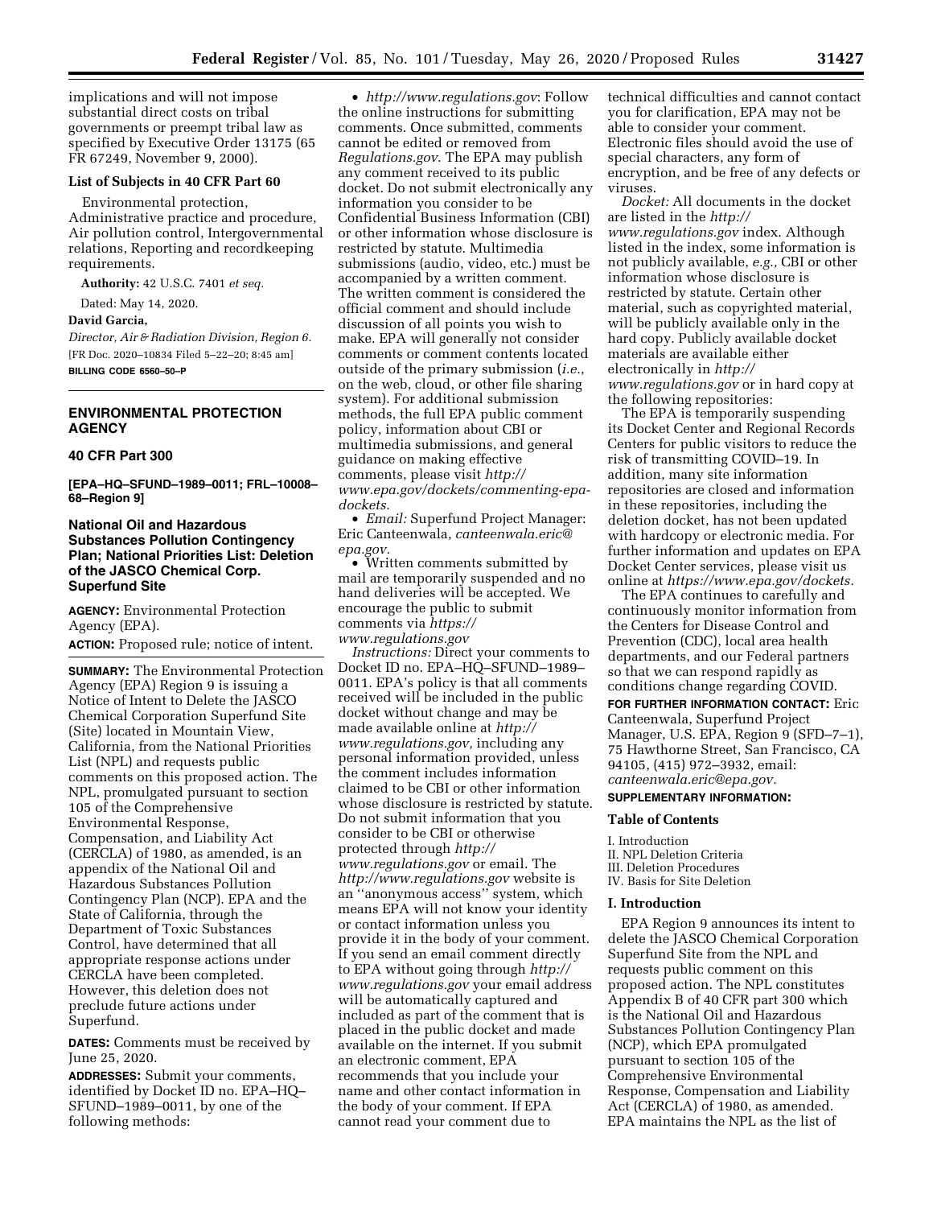implications and will not impose substantial direct costs on tribal governments or preempt tribal law as specified by Executive Order 13175 (65 FR 67249, November 9, 2000).

### List of Subjects in 40 CFR Part 60

Environmental protection, Administrative practice and procedure, Air pollution control, Intergovernmental relations, Reporting and recordkeeping requirements.

**Authority:** 42 U.S.C. 7401 *et seq.*

Dated: May 14, 2020.

**David Garcia,**

*Director, Air & Radiation Division, Region 6.*

[FR Doc. 2020–10834 Filed 5–22–20; 8:45 am]

**BILLING CODE 6560–50–P**

---

## ENVIRONMENTAL PROTECTION AGENCY

### 40 CFR Part 300

**[EPA–HQ–SFUND–1989–0011; FRL–10008–68–Region 9]**

## National Oil and Hazardous Substances Pollution Contingency Plan; National Priorities List: Deletion of the JASCO Chemical Corp. Superfund Site

**AGENCY:** Environmental Protection Agency (EPA).

**ACTION:** Proposed rule; notice of intent.

**SUMMARY:** The Environmental Protection Agency (EPA) Region 9 is issuing a Notice of Intent to Delete the JASCO Chemical Corporation Superfund Site (Site) located in Mountain View, California, from the National Priorities List (NPL) and requests public comments on this proposed action. The NPL, promulgated pursuant to section 105 of the Comprehensive Environmental Response, Compensation, and Liability Act (CERCLA) of 1980, as amended, is an appendix of the National Oil and Hazardous Substances Pollution Contingency Plan (NCP). EPA and the State of California, through the Department of Toxic Substances Control, have determined that all appropriate response actions under CERCLA have been completed. However, this deletion does not preclude future actions under Superfund.

**DATES:** Comments must be received by June 25, 2020.

**ADDRESSES:** Submit your comments, identified by Docket ID no. EPA–HQ–SFUND–1989–0011, by one of the following methods:

- *http://www.regulations.gov*: Follow the online instructions for submitting comments. Once submitted, comments cannot be edited or removed from *Regulations.gov*. The EPA may publish any comment received to its public docket. Do not submit electronically any information you consider to be Confidential Business Information (CBI) or other information whose disclosure is restricted by statute. Multimedia submissions (audio, video, etc.) must be accompanied by a written comment. The written comment is considered the official comment and should include discussion of all points you wish to make. EPA will generally not consider comments or comment contents located outside of the primary submission (*i.e.*, on the web, cloud, or other file sharing system). For additional submission methods, the full EPA public comment policy, information about CBI or multimedia submissions, and general guidance on making effective comments, please visit *http://www.epa.gov/dockets/commenting-epa-dockets.*
- *Email:* Superfund Project Manager: Eric Canteenwala, *canteenwala.eric@epa.gov.*
- Written comments submitted by mail are temporarily suspended and no hand deliveries will be accepted. We encourage the public to submit comments via *https://www.regulations.gov*

*Instructions:* Direct your comments to Docket ID no. EPA–HQ–SFUND–1989–0011. EPA's policy is that all comments received will be included in the public docket without change and may be made available online at *http://www.regulations.gov,* including any personal information provided, unless the comment includes information claimed to be CBI or other information whose disclosure is restricted by statute. Do not submit information that you consider to be CBI or otherwise protected through *http://www.regulations.gov* or email. The *http://www.regulations.gov* website is an ''anonymous access'' system, which means EPA will not know your identity or contact information unless you provide it in the body of your comment. If you send an email comment directly to EPA without going through *http://www.regulations.gov* your email address will be automatically captured and included as part of the comment that is placed in the public docket and made available on the internet. If you submit an electronic comment, EPA recommends that you include your name and other contact information in the body of your comment. If EPA cannot read your comment due to technical difficulties and cannot contact you for clarification, EPA may not be able to consider your comment. Electronic files should avoid the use of special characters, any form of encryption, and be free of any defects or viruses.

*Docket:* All documents in the docket are listed in the *http://www.regulations.gov* index. Although listed in the index, some information is not publicly available, *e.g.,* CBI or other information whose disclosure is restricted by statute. Certain other material, such as copyrighted material, will be publicly available only in the hard copy. Publicly available docket materials are available either electronically in *http://www.regulations.gov* or in hard copy at the following repositories:

The EPA is temporarily suspending its Docket Center and Regional Records Centers for public visitors to reduce the risk of transmitting COVID–19. In addition, many site information repositories are closed and information in these repositories, including the deletion docket, has not been updated with hardcopy or electronic media. For further information and updates on EPA Docket Center services, please visit us online at *https://www.epa.gov/dockets.*

The EPA continues to carefully and continuously monitor information from the Centers for Disease Control and Prevention (CDC), local area health departments, and our Federal partners so that we can respond rapidly as conditions change regarding COVID.

**FOR FURTHER INFORMATION CONTACT:** Eric Canteenwala, Superfund Project Manager, U.S. EPA, Region 9 (SFD–7–1), 75 Hawthorne Street, San Francisco, CA 94105, (415) 972–3932, email: *canteenwala.eric@epa.gov.*

**SUPPLEMENTARY INFORMATION:**

### Table of Contents

I. Introduction
II. NPL Deletion Criteria
III. Deletion Procedures
IV. Basis for Site Deletion

### I. Introduction

EPA Region 9 announces its intent to delete the JASCO Chemical Corporation Superfund Site from the NPL and requests public comment on this proposed action. The NPL constitutes Appendix B of 40 CFR part 300 which is the National Oil and Hazardous Substances Pollution Contingency Plan (NCP), which EPA promulgated pursuant to section 105 of the Comprehensive Environmental Response, Compensation and Liability Act (CERCLA) of 1980, as amended. EPA maintains the NPL as the list of